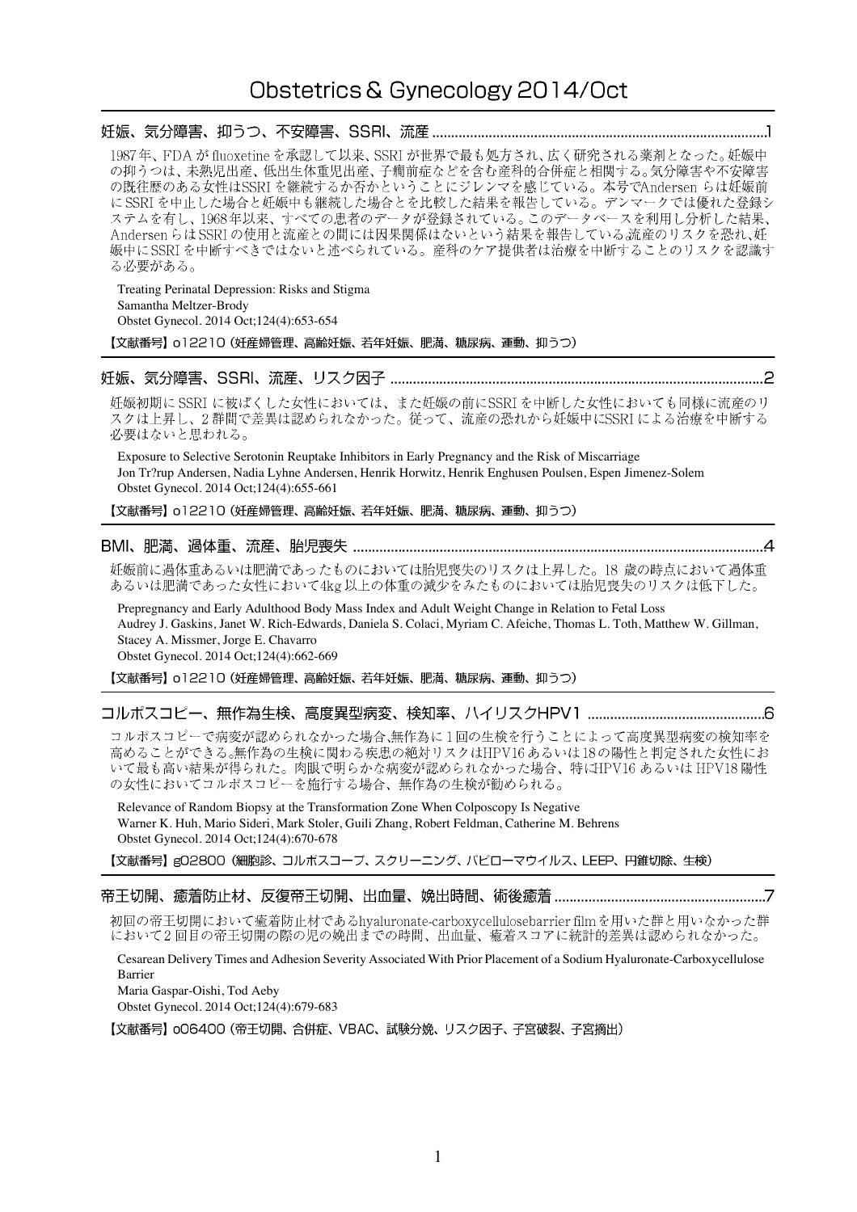# Obstetrics & Gynecology 2014/Oct

## 妊娠、気分障害、抑うつ、不安障害、SSRI、流産 ........................................1

1987年、FDA が fluoxetine を承認して以来、SSRI が世界で最も処方され、広く研究される薬剤となった。妊娠中の抑うつは、未熟児出産、低出生体重児出産、子癇前症などを含む産科的合併症と相関する。気分障害や不安障害の既往歴のある女性はSSRI を継続するか否かということにジレンマを感じている。本号でAndersen らは妊娠前に SSRI を中止した場合と妊娠中も継続した場合とを比較した結果を報告している。デンマークでは優れた登録システムを有し、1968年以来、すべての患者のデータが登録されている。このデータベースを利用し分析した結果、Andersen らは SSRI の使用と流産との間には因果関係はないという結果を報告している.流産のリスクを恐れ、妊娠中に SSRI を中断すべきではないと述べられている。産科のケア提供者は治療を中断することのリスクを認識する必要がある。

Treating Perinatal Depression: Risks and Stigma
Samantha Meltzer-Brody
Obstet Gynecol. 2014 Oct;124(4):653-654

**【文献番号】o12210（妊産婦管理、高齢妊娠、若年妊娠、肥満、糖尿病、運動、抑うつ）**

## 妊娠、気分障害、SSRI、流産、リスク因子 ........................................2

妊娠初期に SSRI に被ばくした女性においては、また妊娠の前にSSRI を中断した女性においても同様に流産のリスクは上昇し、2 群間で差異は認められなかった。従って、流産の恐れから妊娠中にSSRI による治療を中断する必要はないと思われる。

Exposure to Selective Serotonin Reuptake Inhibitors in Early Pregnancy and the Risk of Miscarriage
Jon Tr?rup Andersen, Nadia Lyhne Andersen, Henrik Horwitz, Henrik Enghusen Poulsen, Espen Jimenez-Solem
Obstet Gynecol. 2014 Oct;124(4):655-661

**【文献番号】o12210（妊産婦管理、高齢妊娠、若年妊娠、肥満、糖尿病、運動、抑うつ）**

## BMI、肥満、過体重、流産、胎児喪失 ........................................4

妊娠前に過体重あるいは肥満であったものにおいては胎児喪失のリスクは上昇した。18 歳の時点において過体重あるいは肥満であった女性において4kg 以上の体重の減少をみたものにおいては胎児喪失のリスクは低下した。

Prepregnancy and Early Adulthood Body Mass Index and Adult Weight Change in Relation to Fetal Loss
Audrey J. Gaskins, Janet W. Rich-Edwards, Daniela S. Colaci, Myriam C. Afeiche, Thomas L. Toth, Matthew W. Gillman, Stacey A. Missmer, Jorge E. Chavarro
Obstet Gynecol. 2014 Oct;124(4):662-669

**【文献番号】o12210（妊産婦管理、高齢妊娠、若年妊娠、肥満、糖尿病、運動、抑うつ）**

## コルポスコピー、無作為生検、高度異型病変、検知率、ハイリスクHPV1 ........................................6

コルポスコピーで病変が認められなかった場合,無作為に 1 回の生検を行うことによって高度異型病変の検知率を高めることができる.無作為の生検に関わる疾患の絶対リスクはHPV16 あるいは 18の陽性と判定された女性において最も高い結果が得られた。肉眼で明らかな病変が認められなかった場合、特にHPV16 あるいは HPV18 陽性の女性においてコルポスコピーを施行する場合、無作為の生検が勧められる。

Relevance of Random Biopsy at the Transformation Zone When Colposcopy Is Negative
Warner K. Huh, Mario Sideri, Mark Stoler, Guili Zhang, Robert Feldman, Catherine M. Behrens
Obstet Gynecol. 2014 Oct;124(4):670-678

**【文献番号】g02800（細胞診、コルポスコープ、スクリーニング、パピローマウイルス、LEEP、円錐切除、生検）**

## 帝王切開、癒着防止材、反復帝王切開、出血量、娩出時間、術後癒着 ........................................7

初回の帝王切開において癒着防止材であるhyaluronate-carboxycellulosebarrier film を用いた群と用いなかった群において 2 回目の帝王切開の際の児の娩出までの時間、出血量、癒着スコアに統計的差異は認められなかった。

Cesarean Delivery Times and Adhesion Severity Associated With Prior Placement of a Sodium Hyaluronate-Carboxycellulose Barrier
Maria Gaspar-Oishi, Tod Aeby
Obstet Gynecol. 2014 Oct;124(4):679-683

**【文献番号】o06400（帝王切開、合併症、VBAC、試験分娩、リスク因子、子宮破裂、子宮摘出）**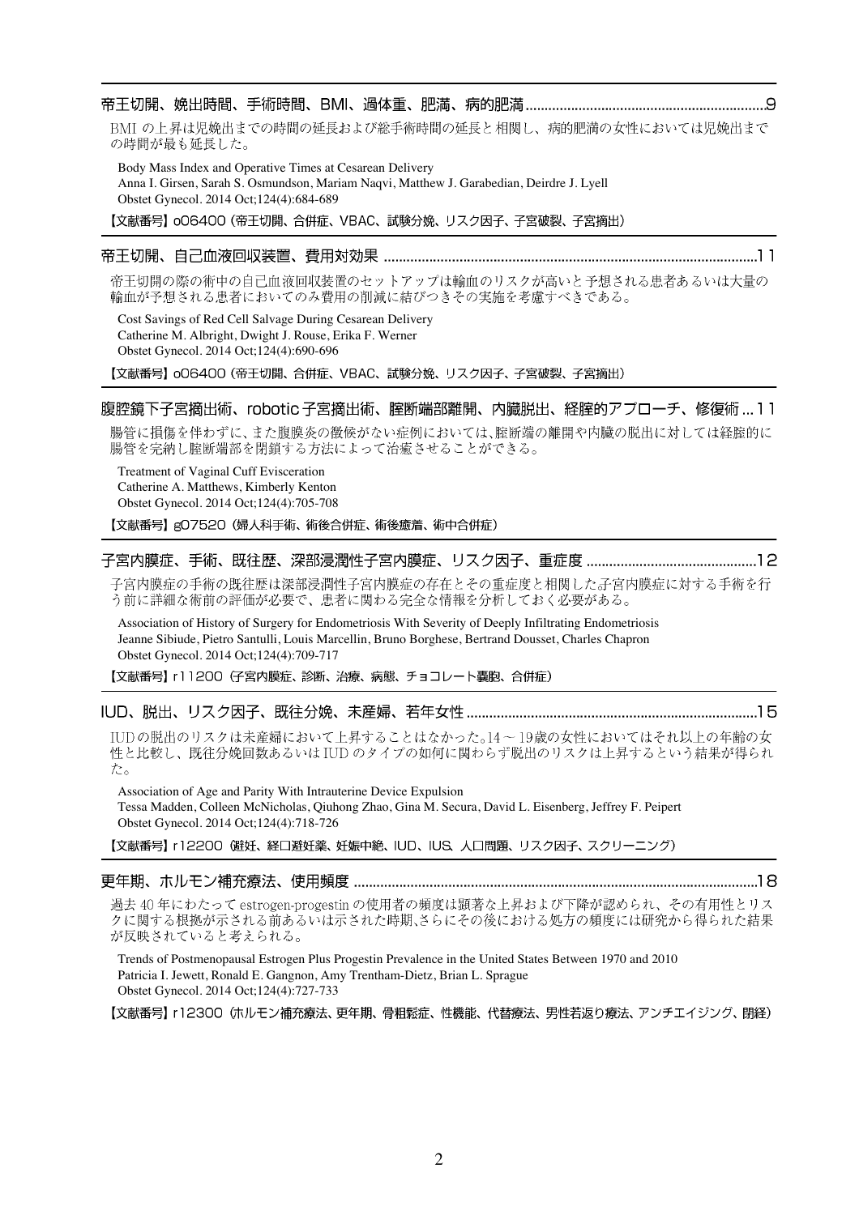## 帝王切開、娩出時間、手術時間、BMI、過体重、肥満、病的肥満 ..............................................................9

BMI の上昇は児娩出までの時間の延長および総手術時間の延長と相関し、病的肥満の女性においては児娩出までの時間が最も延長した。

Body Mass Index and Operative Times at Cesarean Delivery
Anna I. Girsen, Sarah S. Osmundson, Mariam Naqvi, Matthew J. Garabedian, Deirdre J. Lyell
Obstet Gynecol. 2014 Oct;124(4):684-689

**【文献番号】o06400（帝王切開、合併症、VBAC、試験分娩、リスク因子、子宮破裂、子宮摘出）**

## 帝王切開、自己血液回収装置、費用対効果 .................................................................................................11

帝王切開の際の術中の自己血液回収装置のセットアップは輸血のリスクが高いと予想される患者あるいは大量の輸血が予想される患者においてのみ費用の削減に結びつきその実施を考慮すべきである。

Cost Savings of Red Cell Salvage During Cesarean Delivery
Catherine M. Albright, Dwight J. Rouse, Erika F. Werner
Obstet Gynecol. 2014 Oct;124(4):690-696

**【文献番号】o06400（帝王切開、合併症、VBAC、試験分娩、リスク因子、子宮破裂、子宮摘出）**

## 腹腔鏡下子宮摘出術、robotic 子宮摘出術、腟断端部離開、内臓脱出、経腟的アプローチ、修復術 ...11

腸管に損傷を伴わずに、また腹膜炎の徴候がない症例においては、腟断端の離開や内臓の脱出に対しては経腟的に腸管を完納し腟断端部を閉鎖する方法によって治癒させることができる。

Treatment of Vaginal Cuff Evisceration
Catherine A. Matthews, Kimberly Kenton
Obstet Gynecol. 2014 Oct;124(4):705-708

**【文献番号】g07520（婦人科手術、術後合併症、術後癒着、術中合併症）**

## 子宮内膜症、手術、既往歴、深部浸潤性子宮内膜症、リスク因子、重症度 ............................................12

子宮内膜症の手術の既往歴は深部浸潤性子宮内膜症の存在とその重症度と相関した。子宮内膜症に対する手術を行う前に詳細な術前の評価が必要で、患者に関わる完全な情報を分析しておく必要がある。

Association of History of Surgery for Endometriosis With Severity of Deeply Infiltrating Endometriosis
Jeanne Sibiude, Pietro Santulli, Louis Marcellin, Bruno Borghese, Bertrand Dousset, Charles Chapron
Obstet Gynecol. 2014 Oct;124(4):709-717

**【文献番号】r11200（子宮内膜症、診断、治療、病態、チョコレート嚢胞、合併症）**

## IUD、脱出、リスク因子、既往分娩、未産婦、若年女性 ...........................................................................15

IUD の脱出のリスクは未産婦において上昇することはなかった。14 ~ 19歳の女性においてはそれ以上の年齢の女性と比較し、既往分娩回数あるいは IUD のタイプの如何に関わらず脱出のリスクは上昇するという結果が得られた。

Association of Age and Parity With Intrauterine Device Expulsion
Tessa Madden, Colleen McNicholas, Qiuhong Zhao, Gina M. Secura, David L. Eisenberg, Jeffrey F. Peipert
Obstet Gynecol. 2014 Oct;124(4):718-726

**【文献番号】r12200（避妊、経口避妊薬、妊娠中絶、IUD、IUS、人口問題、リスク因子、スクリーニング）**

## 更年期、ホルモン補充療法、使用頻度 .........................................................................................................18

過去 40 年にわたって estrogen-progestin の使用者の頻度は顕著な上昇および下降が認められ、その有用性とリスクに関する根拠が示される前あるいは示された時期、さらにその後における処方の頻度には研究から得られた結果が反映されていると考えられる。

Trends of Postmenopausal Estrogen Plus Progestin Prevalence in the United States Between 1970 and 2010
Patricia I. Jewett, Ronald E. Gangnon, Amy Trentham-Dietz, Brian L. Sprague
Obstet Gynecol. 2014 Oct;124(4):727-733

**【文献番号】r12300（ホルモン補充療法、更年期、骨粗鬆症、性機能、代替療法、男性若返り療法、アンチエイジング、閉経）**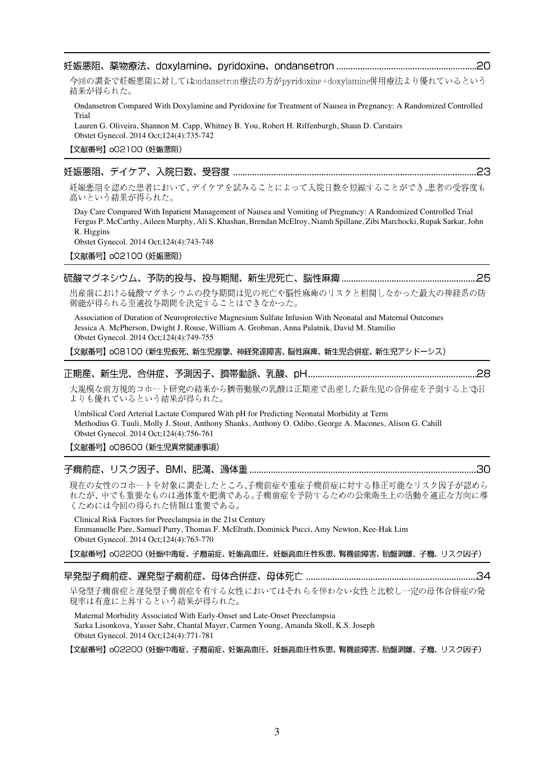## 妊娠悪阻、薬物療法、doxylamine、pyridoxine、ondansetron ............20

今回の調査で妊娠悪阻に対してはondansetron療法の方がpyridoxine+doxylamine併用療法より優れているという結果が得られた。

Ondansetron Compared With Doxylamine and Pyridoxine for Treatment of Nausea in Pregnancy: A Randomized Controlled Trial
Lauren G. Oliveira, Shannon M. Capp, Whitney B. You, Robert H. Riffenburgh, Shaun D. Carstairs
Obstet Gynecol. 2014 Oct;124(4):735-742

【文献番号】o02100（妊娠悪阻）

## 妊娠悪阻、デイケア、入院日数、受容度 ............23

妊娠悪阻を認めた患者において、デイケアを試みることによって入院日数を短縮することができ,患者の受容度も高いという結果が得られた。

Day Care Compared With Inpatient Management of Nausea and Vomiting of Pregnancy: A Randomized Controlled Trial
Fergus P. McCarthy, Aileen Murphy, Ali S. Khashan, Brendan McElroy, Niamh Spillane, Zibi Marchocki, Rupak Sarkar, John R. Higgins
Obstet Gynecol. 2014 Oct;124(4):743-748

【文献番号】o02100（妊娠悪阻）

## 硫酸マグネシウム、予防的投与、投与期間、新生児死亡、脳性麻痺 ............25

出産前における硫酸マグネシウムの投与期間は児の死亡や脳性麻痺のリスクと相関しなかった最大の神経系の防御能が得られる至適投与期間を決定することはできなかった。

Association of Duration of Neuroprotective Magnesium Sulfate Infusion With Neonatal and Maternal Outcomes
Jessica A. McPherson, Dwight J. Rouse, William A. Grobman, Anna Palatnik, David M. Stamilio
Obstet Gynecol. 2014 Oct;124(4):749-755

【文献番号】o08100（新生児仮死、新生児痙攣、神経発達障害、脳性麻痺、新生児合併症、新生児アシドーシス）

## 正期産、新生児、合併症、予測因子、臍帯動脈、乳酸、pH ............28

大規模な前方視的コホート研究の結果から臍帯動脈の乳酸は正期産で出産した新生児の合併症を予測する上でpHよりも優れているという結果が得られた。

Umbilical Cord Arterial Lactate Compared With pH for Predicting Neonatal Morbidity at Term
Methodius G. Tuuli, Molly J. Stout, Anthony Shanks, Anthony O. Odibo, George A. Macones, Alison G. Cahill
Obstet Gynecol. 2014 Oct;124(4):756-761

【文献番号】o08600（新生児異常関連事項）

## 子癇前症、リスク因子、BMI、肥満、過体重 ............30

現在の女性のコホートを対象に調査したところ,子癇前症や重症子癇前症に対する修正可能なリスク因子が認められたが、中でも重要なものは過体重や肥満である。子癇前症を予防するための公衆衛生上の活動を適正な方向に導くためには今回の得られた情報は重要である。

Clinical Risk Factors for Preeclampsia in the 21st Century
Emmanuelle Pare, Samuel Parry, Thomas F. McElrath, Dominick Pucci, Amy Newton, Kee-Hak Lim
Obstet Gynecol. 2014 Oct;124(4):763-770

【文献番号】o02200（妊娠中毒症、子癇前症、妊娠高血圧、妊娠高血圧性疾患、腎機能障害、胎盤剥離、子癇、リスク因子）

## 早発型子癇前症、遅発型子癇前症、母体合併症、母体死亡 ............34

早発型子癇前症と遅発型子癇前症を有する女性においてはそれらを伴わない女性と比較し一定の母体合併症の発現率は有意に上昇するという結果が得られた。

Maternal Morbidity Associated With Early-Onset and Late-Onset Preeclampsia
Sarka Lisonkova, Yasser Sabr, Chantal Mayer, Carmen Young, Amanda Skoll, K.S. Joseph
Obstet Gynecol. 2014 Oct;124(4):771-781

【文献番号】o02200（妊娠中毒症、子癇前症、妊娠高血圧、妊娠高血圧性疾患、腎機能障害、胎盤剥離、子癇、リスク因子）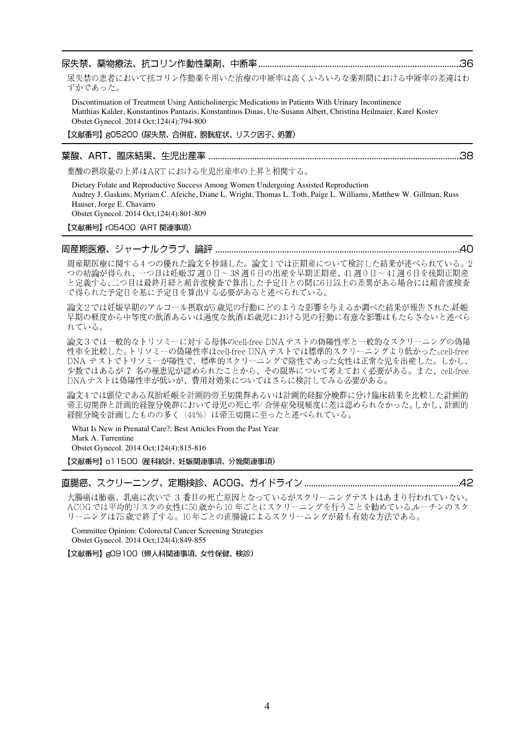## 尿失禁、薬物療法、抗コリン作動性薬剤、中断率 ......36

尿失禁の患者において抗コリン作動薬を用いた治療の中断率は高く,いろいろな薬剤間における中断率の差違はわずかであった。

Discontinuation of Treatment Using Anticholinergic Medications in Patients With Urinary Incontinence
Matthias Kalder, Konstantinos Pantazis, Konstantinos Dinas, Ute-Susann Albert, Christina Heilmaier, Karel Kostev
Obstet Gynecol. 2014 Oct;124(4):794-800

【文献番号】g05200（尿失禁、合併症、膀胱症状、リスク因子、処置）

## 葉酸、ART、臨床結果、生児出産率 ......38

葉酸の摂取量の上昇はART における生児出産率の上昇と相関する。

Dietary Folate and Reproductive Success Among Women Undergoing Assisted Reproduction
Audrey J. Gaskins, Myriam C. Afeiche, Diane L. Wright, Thomas L. Toth, Paige L. Williams, Matthew W. Gillman, Russ Hauser, Jorge E. Chavarro
Obstet Gynecol. 2014 Oct;124(4):801-809

【文献番号】r05400（ART 関連事項）

## 周産期医療、ジャーナルクラブ、論評 ......40

周産期医療に関する4 つの優れた論文を抄録した。論文1 では正期産について検討した結果が述べられている。2 つの結論が得られ、一つ目は妊娠37 週0 日～ 38 週6 日の出産を早期正期産、41 週0 日～ 41 週6 日を後期正期産と定義する、二つ目は最終月経と超音波検査で算出した予定日との間に6日以上の差異がある場合には超音波検査で得られた予定日を基に予定日を算出する必要があると述べられている。

論文２では妊娠早期のアルコール摂取が5 歳児の行動にどのような影響を与えるか調べた結果が報告された。妊娠早期の軽度から中等度の飲酒あるいは過度な飲酒は5歳児における児の行動に有意な影響はもたらさないと述べられている。

論文３では一般的なトリソミーに対する母体のcell-free DNA テストの偽陽性率と一般的なスクリーニングの偽陽性率を比較した。トリソミーの偽陽性率はcell-free DNA テストでは標準的スクリーニングより低かった。cell-free DNA テストでトリソミーが陽性で、標準的スクリーニングで陰性であった女性は正常な児を出産した。しかし、少数ではあるが 7 名の罹患児が認められたことから、その限界について考えておく必要がある。また、cell-free DNA テストは偽陽性率が低いが、費用対効果についてはさらに検討してみる必要がある。

論文4 では頭位である双胎妊娠を計画的帝王切開群あるいは計画的経腟分娩群に分け臨床結果を比較した計画的帝王切開群と計画的経腟分娩群において母児の死亡率/ 合併症発現頻度に差は認められなかった。しかし、計画的経腟分娩を計画したものの多く（44%）は帝王切開に至ったと述べられている。

What Is New in Prenatal Care?: Best Articles From the Past Year
Mark A. Turrentine
Obstet Gynecol. 2014 Oct;124(4):815-816

【文献番号】o11500（産科統計、妊娠関連事項、分娩関連事項）

## 直腸癌、スクリーニング、定期検診、ACOG、ガイドライン ......42

大腸癌は肺癌、乳癌に次いで 3 番目の死亡原因となっているがスクリーニングテストはあまり行われていない。ACOG では平均的リスクの女性に50 歳から10 年ごとにスクリーニングを行うことを勧めている。ルーチンのスクリーニングは75 歳で終了する。10年ごとの直腸鏡によるスクリーニングが最も有効な方法である。

Committee Opinion: Colorectal Cancer Screening Strategies
Obstet Gynecol. 2014 Oct;124(4):849-855

【文献番号】g09100（婦人科関連事項、女性保健、検診）